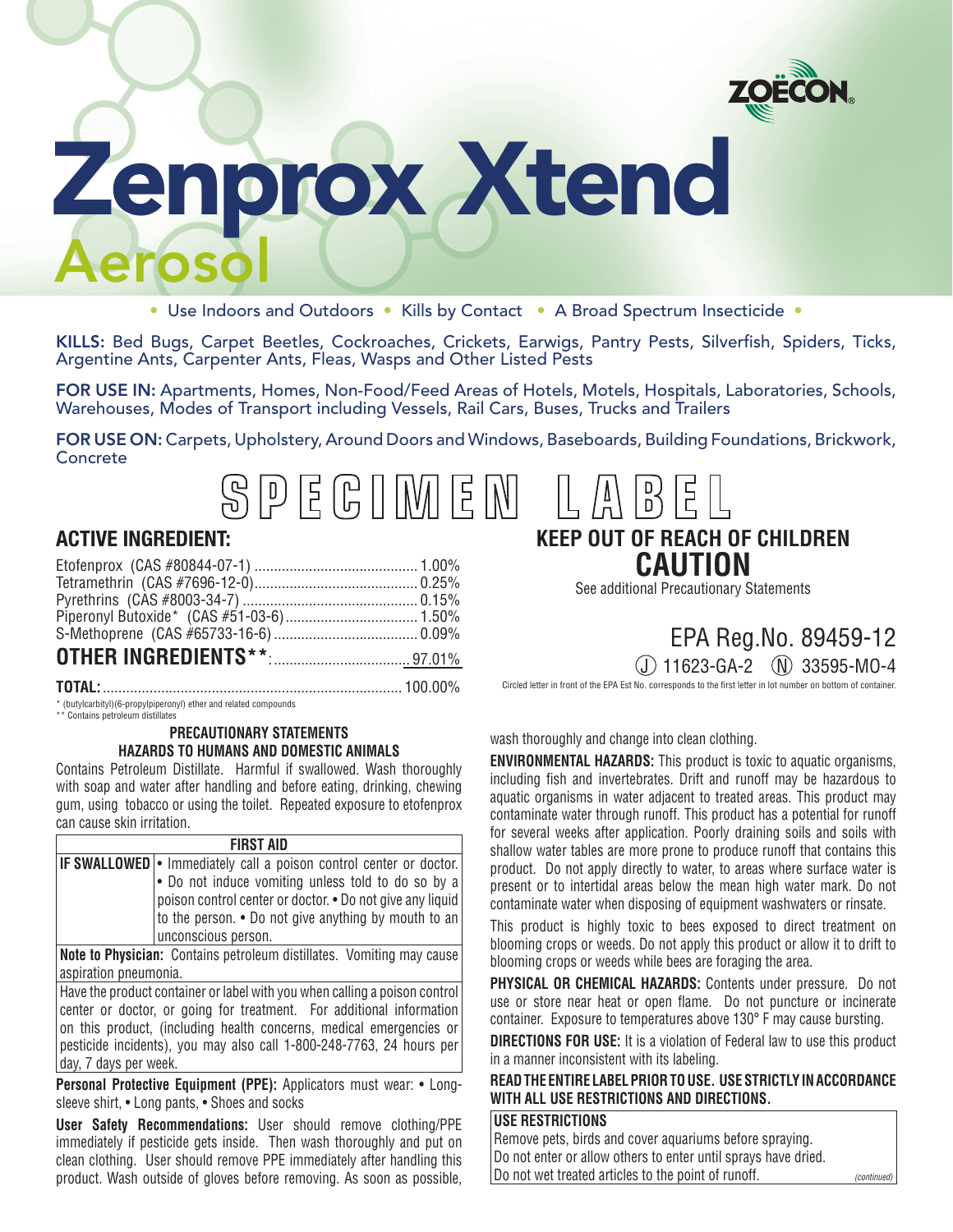ZOËCON®

# Zenprox Xtend

## Aerosol

• Use Indoors and Outdoors • Kills by Contact • A Broad Spectrum Insecticide •

**KILLS:** Bed Bugs, Carpet Beetles, Cockroaches, Crickets, Earwigs, Pantry Pests, Silverfish, Spiders, Ticks, Argentine Ants, Carpenter Ants, Fleas, Wasps and Other Listed Pests

**FOR USE IN:** Apartments, Homes, Non-Food/Feed Areas of Hotels, Motels, Hospitals, Laboratories, Schools, Warehouses, Modes of Transport including Vessels, Rail Cars, Buses, Trucks and Trailers

**FOR USE ON:** Carpets, Upholstery, Around Doors and Windows, Baseboards, Building Foundations, Brickwork, Concrete

SPECIMEN LABEL

## ACTIVE INGREDIENT:

| | |
|---|---|
| Etofenprox (CAS #80844-07-1) | 1.00% |
| Tetramethrin (CAS #7696-12-0) | 0.25% |
| Pyrethrins (CAS #8003-34-7) | 0.15% |
| Piperonyl Butoxide* (CAS #51-03-6) | 1.50% |
| S-Methoprene (CAS #65733-16-6) | 0.09% |
| **OTHER INGREDIENTS**\*\*: | 97.01% |
| **TOTAL:** | 100.00% |

\* (butylcarbityl)(6-propylpiperonyl) ether and related compounds
\*\* Contains petroleum distillates

**KEEP OUT OF REACH OF CHILDREN**

**CAUTION**

See additional Precautionary Statements

EPA Reg.No. 89459-12

Ⓙ 11623-GA-2 Ⓝ 33595-MO-4

Circled letter in front of the EPA Est No. corresponds to the first letter in lot number on bottom of container.

### PRECAUTIONARY STATEMENTS

### HAZARDS TO HUMANS AND DOMESTIC ANIMALS

Contains Petroleum Distillate. Harmful if swallowed. Wash thoroughly with soap and water after handling and before eating, drinking, chewing gum, using tobacco or using the toilet. Repeated exposure to etofenprox can cause skin irritation.

| FIRST AID | |
|---|---|
| **IF SWALLOWED** | • Immediately call a poison control center or doctor. • Do not induce vomiting unless told to do so by a poison control center or doctor. • Do not give any liquid to the person. • Do not give anything by mouth to an unconscious person. |
| **Note to Physician:** Contains petroleum distillates. Vomiting may cause aspiration pneumonia. | |
| Have the product container or label with you when calling a poison control center or doctor, or going for treatment. For additional information on this product, (including health concerns, medical emergencies or pesticide incidents), you may also call 1-800-248-7763, 24 hours per day, 7 days per week. | |

**Personal Protective Equipment (PPE):** Applicators must wear: • Long-sleeve shirt, • Long pants, • Shoes and socks

**User Safety Recommendations:** User should remove clothing/PPE immediately if pesticide gets inside. Then wash thoroughly and put on clean clothing. User should remove PPE immediately after handling this product. Wash outside of gloves before removing. As soon as possible, wash thoroughly and change into clean clothing.

**ENVIRONMENTAL HAZARDS:** This product is toxic to aquatic organisms, including fish and invertebrates. Drift and runoff may be hazardous to aquatic organisms in water adjacent to treated areas. This product may contaminate water through runoff. This product has a potential for runoff for several weeks after application. Poorly draining soils and soils with shallow water tables are more prone to produce runoff that contains this product. Do not apply directly to water, to areas where surface water is present or to intertidal areas below the mean high water mark. Do not contaminate water when disposing of equipment washwaters or rinsate.

This product is highly toxic to bees exposed to direct treatment on blooming crops or weeds. Do not apply this product or allow it to drift to blooming crops or weeds while bees are foraging the area.

**PHYSICAL OR CHEMICAL HAZARDS:** Contents under pressure. Do not use or store near heat or open flame. Do not puncture or incinerate container. Exposure to temperatures above 130° F may cause bursting.

**DIRECTIONS FOR USE:** It is a violation of Federal law to use this product in a manner inconsistent with its labeling.

**READ THE ENTIRE LABEL PRIOR TO USE. USE STRICTLY IN ACCORDANCE WITH ALL USE RESTRICTIONS AND DIRECTIONS.**

**USE RESTRICTIONS**

Remove pets, birds and cover aquariums before spraying.
Do not enter or allow others to enter until sprays have dried.
Do not wet treated articles to the point of runoff.

*(continued)*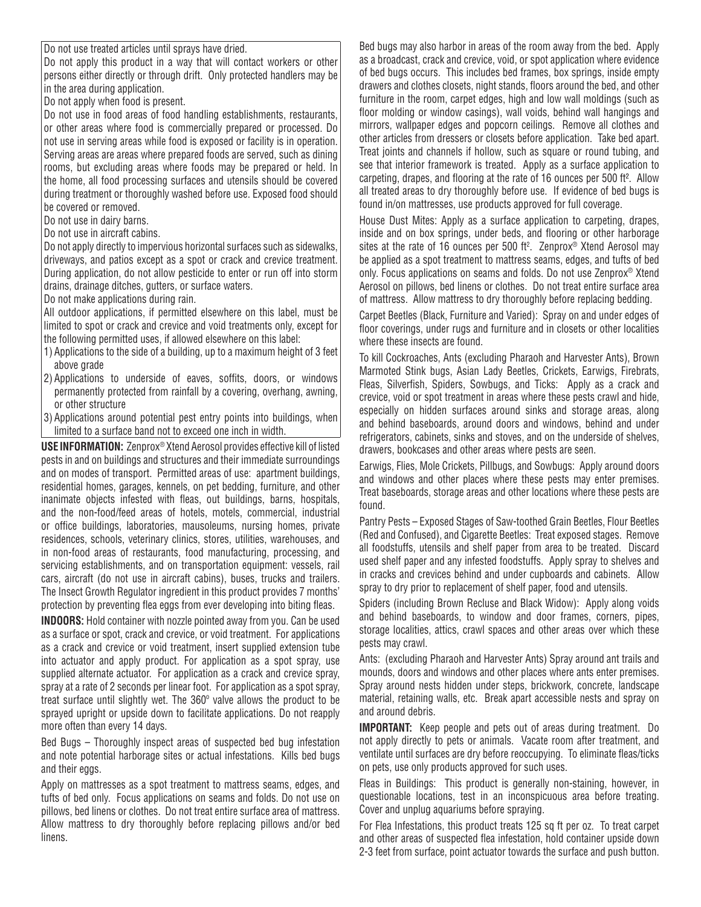Do not use treated articles until sprays have dried.
Do not apply this product in a way that will contact workers or other persons either directly or through drift. Only protected handlers may be in the area during application.
Do not apply when food is present.
Do not use in food areas of food handling establishments, restaurants, or other areas where food is commercially prepared or processed. Do not use in serving areas while food is exposed or facility is in operation. Serving areas are areas where prepared foods are served, such as dining rooms, but excluding areas where foods may be prepared or held. In the home, all food processing surfaces and utensils should be covered during treatment or thoroughly washed before use. Exposed food should be covered or removed.
Do not use in dairy barns.
Do not use in aircraft cabins.
Do not apply directly to impervious horizontal surfaces such as sidewalks, driveways, and patios except as a spot or crack and crevice treatment. During application, do not allow pesticide to enter or run off into storm drains, drainage ditches, gutters, or surface waters.
Do not make applications during rain.
All outdoor applications, if permitted elsewhere on this label, must be limited to spot or crack and crevice and void treatments only, except for the following permitted uses, if allowed elsewhere on this label:

1) Applications to the side of a building, up to a maximum height of 3 feet above grade
2) Applications to underside of eaves, soffits, doors, or windows permanently protected from rainfall by a covering, overhang, awning, or other structure
3) Applications around potential pest entry points into buildings, when limited to a surface band not to exceed one inch in width.

**USE INFORMATION:** Zenprox® Xtend Aerosol provides effective kill of listed pests in and on buildings and structures and their immediate surroundings and on modes of transport. Permitted areas of use: apartment buildings, residential homes, garages, kennels, on pet bedding, furniture, and other inanimate objects infested with fleas, out buildings, barns, hospitals, and the non-food/feed areas of hotels, motels, commercial, industrial or office buildings, laboratories, mausoleums, nursing homes, private residences, schools, veterinary clinics, stores, utilities, warehouses, and in non-food areas of restaurants, food manufacturing, processing, and servicing establishments, and on transportation equipment: vessels, rail cars, aircraft (do not use in aircraft cabins), buses, trucks and trailers. The Insect Growth Regulator ingredient in this product provides 7 months' protection by preventing flea eggs from ever developing into biting fleas.

**INDOORS:** Hold container with nozzle pointed away from you. Can be used as a surface or spot, crack and crevice, or void treatment. For applications as a crack and crevice or void treatment, insert supplied extension tube into actuator and apply product. For application as a spot spray, use supplied alternate actuator. For application as a crack and crevice spray, spray at a rate of 2 seconds per linear foot. For application as a spot spray, treat surface until slightly wet. The 360° valve allows the product to be sprayed upright or upside down to facilitate applications. Do not reapply more often than every 14 days.

Bed Bugs – Thoroughly inspect areas of suspected bed bug infestation and note potential harborage sites or actual infestations. Kills bed bugs and their eggs.

Apply on mattresses as a spot treatment to mattress seams, edges, and tufts of bed only. Focus applications on seams and folds. Do not use on pillows, bed linens or clothes. Do not treat entire surface area of mattress. Allow mattress to dry thoroughly before replacing pillows and/or bed linens.

Bed bugs may also harbor in areas of the room away from the bed. Apply as a broadcast, crack and crevice, void, or spot application where evidence of bed bugs occurs. This includes bed frames, box springs, inside empty drawers and clothes closets, night stands, floors around the bed, and other furniture in the room, carpet edges, high and low wall moldings (such as floor molding or window casings), wall voids, behind wall hangings and mirrors, wallpaper edges and popcorn ceilings. Remove all clothes and other articles from dressers or closets before application. Take bed apart. Treat joints and channels if hollow, such as square or round tubing, and see that interior framework is treated. Apply as a surface application to carpeting, drapes, and flooring at the rate of 16 ounces per 500 ft². Allow all treated areas to dry thoroughly before use. If evidence of bed bugs is found in/on mattresses, use products approved for full coverage.

House Dust Mites: Apply as a surface application to carpeting, drapes, inside and on box springs, under beds, and flooring or other harborage sites at the rate of 16 ounces per 500 ft². Zenprox® Xtend Aerosol may be applied as a spot treatment to mattress seams, edges, and tufts of bed only. Focus applications on seams and folds. Do not use Zenprox® Xtend Aerosol on pillows, bed linens or clothes. Do not treat entire surface area of mattress. Allow mattress to dry thoroughly before replacing bedding.

Carpet Beetles (Black, Furniture and Varied): Spray on and under edges of floor coverings, under rugs and furniture and in closets or other localities where these insects are found.

To kill Cockroaches, Ants (excluding Pharaoh and Harvester Ants), Brown Marmoted Stink bugs, Asian Lady Beetles, Crickets, Earwigs, Firebrats, Fleas, Silverfish, Spiders, Sowbugs, and Ticks: Apply as a crack and crevice, void or spot treatment in areas where these pests crawl and hide, especially on hidden surfaces around sinks and storage areas, along and behind baseboards, around doors and windows, behind and under refrigerators, cabinets, sinks and stoves, and on the underside of shelves, drawers, bookcases and other areas where pests are seen.

Earwigs, Flies, Mole Crickets, Pillbugs, and Sowbugs: Apply around doors and windows and other places where these pests may enter premises. Treat baseboards, storage areas and other locations where these pests are found.

Pantry Pests – Exposed Stages of Saw-toothed Grain Beetles, Flour Beetles (Red and Confused), and Cigarette Beetles: Treat exposed stages. Remove all foodstuffs, utensils and shelf paper from area to be treated. Discard used shelf paper and any infested foodstuffs. Apply spray to shelves and in cracks and crevices behind and under cupboards and cabinets. Allow spray to dry prior to replacement of shelf paper, food and utensils.

Spiders (including Brown Recluse and Black Widow): Apply along voids and behind baseboards, to window and door frames, corners, pipes, storage localities, attics, crawl spaces and other areas over which these pests may crawl.

Ants: (excluding Pharaoh and Harvester Ants) Spray around ant trails and mounds, doors and windows and other places where ants enter premises. Spray around nests hidden under steps, brickwork, concrete, landscape material, retaining walls, etc. Break apart accessible nests and spray on and around debris.

**IMPORTANT:** Keep people and pets out of areas during treatment. Do not apply directly to pets or animals. Vacate room after treatment, and ventilate until surfaces are dry before reoccupying. To eliminate fleas/ticks on pets, use only products approved for such uses.

Fleas in Buildings: This product is generally non-staining, however, in questionable locations, test in an inconspicuous area before treating. Cover and unplug aquariums before spraying.

For Flea Infestations, this product treats 125 sq ft per oz. To treat carpet and other areas of suspected flea infestation, hold container upside down 2-3 feet from surface, point actuator towards the surface and push button.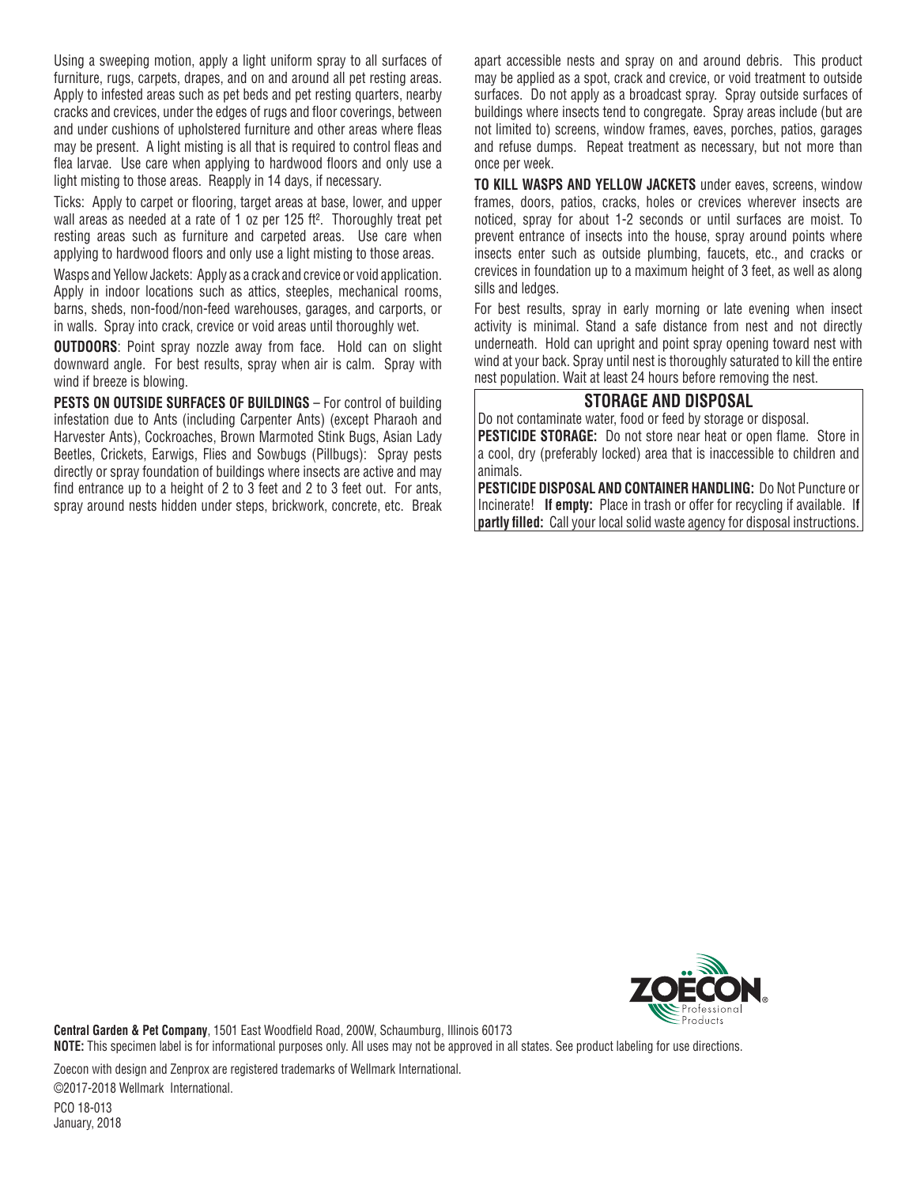Using a sweeping motion, apply a light uniform spray to all surfaces of furniture, rugs, carpets, drapes, and on and around all pet resting areas. Apply to infested areas such as pet beds and pet resting quarters, nearby cracks and crevices, under the edges of rugs and floor coverings, between and under cushions of upholstered furniture and other areas where fleas may be present. A light misting is all that is required to control fleas and flea larvae. Use care when applying to hardwood floors and only use a light misting to those areas. Reapply in 14 days, if necessary.

Ticks: Apply to carpet or flooring, target areas at base, lower, and upper wall areas as needed at a rate of 1 oz per 125 ft². Thoroughly treat pet resting areas such as furniture and carpeted areas. Use care when applying to hardwood floors and only use a light misting to those areas.

Wasps and Yellow Jackets: Apply as a crack and crevice or void application. Apply in indoor locations such as attics, steeples, mechanical rooms, barns, sheds, non-food/non-feed warehouses, garages, and carports, or in walls. Spray into crack, crevice or void areas until thoroughly wet.

**OUTDOORS**: Point spray nozzle away from face. Hold can on slight downward angle. For best results, spray when air is calm. Spray with wind if breeze is blowing.

**PESTS ON OUTSIDE SURFACES OF BUILDINGS** – For control of building infestation due to Ants (including Carpenter Ants) (except Pharaoh and Harvester Ants), Cockroaches, Brown Marmoted Stink Bugs, Asian Lady Beetles, Crickets, Earwigs, Flies and Sowbugs (Pillbugs): Spray pests directly or spray foundation of buildings where insects are active and may find entrance up to a height of 2 to 3 feet and 2 to 3 feet out. For ants, spray around nests hidden under steps, brickwork, concrete, etc. Break apart accessible nests and spray on and around debris. This product may be applied as a spot, crack and crevice, or void treatment to outside surfaces. Do not apply as a broadcast spray. Spray outside surfaces of buildings where insects tend to congregate. Spray areas include (but are not limited to) screens, window frames, eaves, porches, patios, garages and refuse dumps. Repeat treatment as necessary, but not more than once per week.

**TO KILL WASPS AND YELLOW JACKETS** under eaves, screens, window frames, doors, patios, cracks, holes or crevices wherever insects are noticed, spray for about 1-2 seconds or until surfaces are moist. To prevent entrance of insects into the house, spray around points where insects enter such as outside plumbing, faucets, etc., and cracks or crevices in foundation up to a maximum height of 3 feet, as well as along sills and ledges.

For best results, spray in early morning or late evening when insect activity is minimal. Stand a safe distance from nest and not directly underneath. Hold can upright and point spray opening toward nest with wind at your back. Spray until nest is thoroughly saturated to kill the entire nest population. Wait at least 24 hours before removing the nest.

## STORAGE AND DISPOSAL

Do not contaminate water, food or feed by storage or disposal.

**PESTICIDE STORAGE:** Do not store near heat or open flame. Store in a cool, dry (preferably locked) area that is inaccessible to children and animals.

**PESTICIDE DISPOSAL AND CONTAINER HANDLING:** Do Not Puncture or Incinerate! **If empty:** Place in trash or offer for recycling if available. **If partly filled:** Call your local solid waste agency for disposal instructions.

ZOËCON® Professional Products

**Central Garden & Pet Company**, 1501 East Woodfield Road, 200W, Schaumburg, Illinois 60173

**NOTE:** This specimen label is for informational purposes only. All uses may not be approved in all states. See product labeling for use directions.

Zoecon with design and Zenprox are registered trademarks of Wellmark International.

©2017-2018 Wellmark International.

PCO 18-013
January, 2018